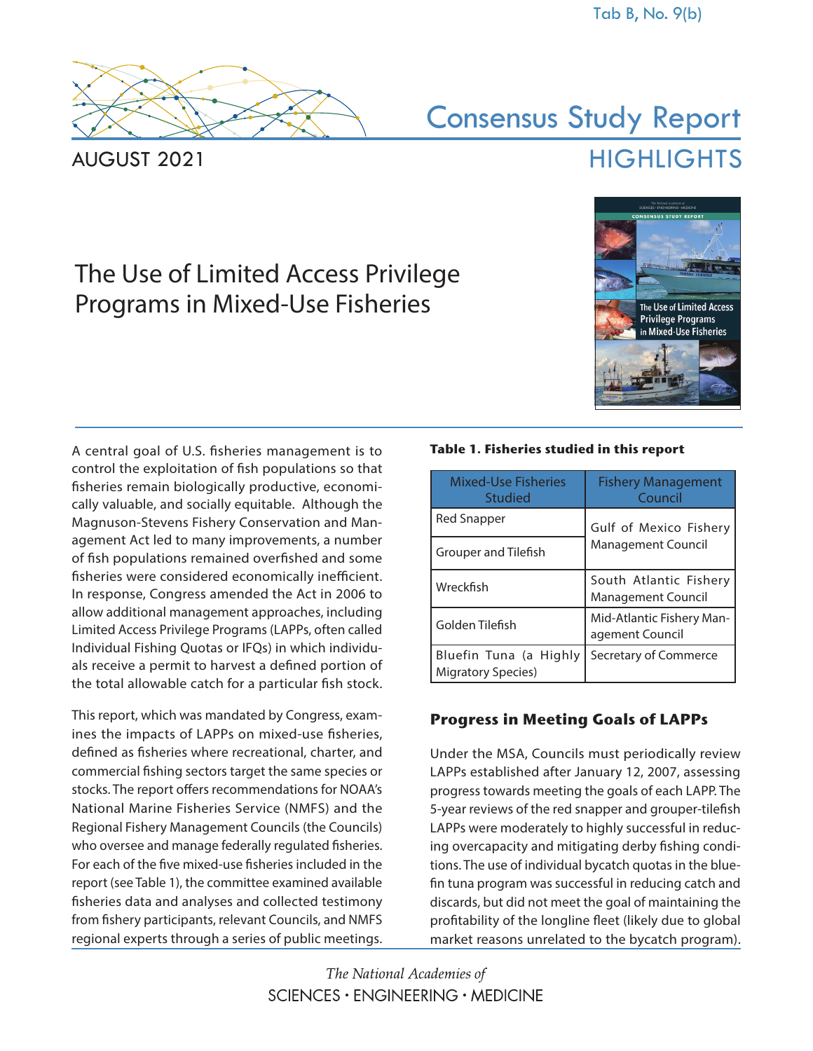Tab B, No. 9(b)

AUGUST 2021

# Consensus Study Report HIGHLIGHTS

# The Use of Limited Access Privilege Programs in Mixed-Use Fisheries

A central goal of U.S. fisheries management is to control the exploitation of fish populations so that fisheries remain biologically productive, economically valuable, and socially equitable. Although the Magnuson-Stevens Fishery Conservation and Management Act led to many improvements, a number of fish populations remained overfished and some fisheries were considered economically inefficient. In response, Congress amended the Act in 2006 to allow additional management approaches, including Limited Access Privilege Programs (LAPPs, often called Individual Fishing Quotas or IFQs) in which individuals receive a permit to harvest a defined portion of the total allowable catch for a particular fish stock.

This report, which was mandated by Congress, examines the impacts of LAPPs on mixed-use fisheries, defined as fisheries where recreational, charter, and commercial fishing sectors target the same species or stocks. The report offers recommendations for NOAA's National Marine Fisheries Service (NMFS) and the Regional Fishery Management Councils (the Councils) who oversee and manage federally regulated fisheries. For each of the five mixed-use fisheries included in the report (see Table 1), the committee examined available fisheries data and analyses and collected testimony from fishery participants, relevant Councils, and NMFS regional experts through a series of public meetings.

**Table 1. Fisheries studied in this report**

| Mixed-Use Fisheries Studied | Fishery Management Council |
|---|---|
| Red Snapper | Gulf of Mexico Fishery Management Council |
| Grouper and Tilefish | Gulf of Mexico Fishery Management Council |
| Wreckfish | South Atlantic Fishery Management Council |
| Golden Tilefish | Mid-Atlantic Fishery Management Council |
| Bluefin Tuna (a Highly Migratory Species) | Secretary of Commerce |

## Progress in Meeting Goals of LAPPs

Under the MSA, Councils must periodically review LAPPs established after January 12, 2007, assessing progress towards meeting the goals of each LAPP. The 5-year reviews of the red snapper and grouper-tilefish LAPPs were moderately to highly successful in reducing overcapacity and mitigating derby fishing conditions. The use of individual bycatch quotas in the bluefin tuna program was successful in reducing catch and discards, but did not meet the goal of maintaining the profitability of the longline fleet (likely due to global market reasons unrelated to the bycatch program).

*The National Academies of*
SCIENCES · ENGINEERING · MEDICINE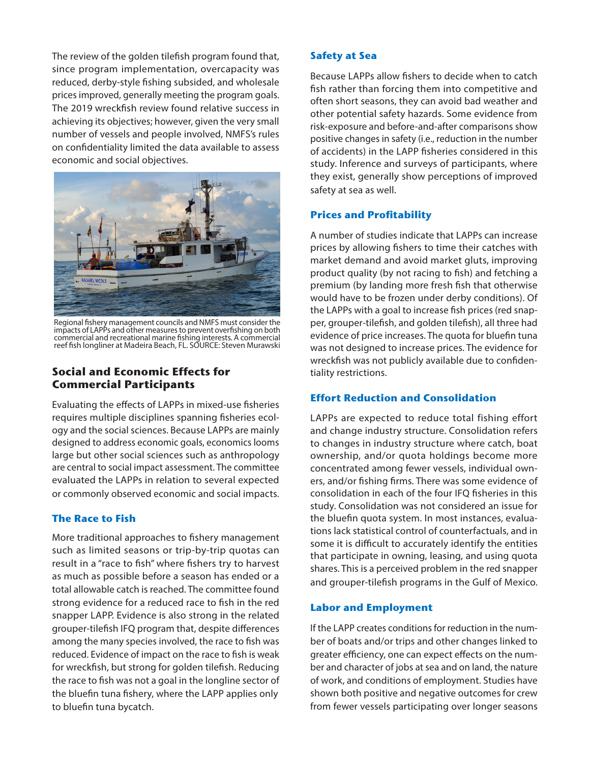The review of the golden tilefish program found that, since program implementation, overcapacity was reduced, derby-style fishing subsided, and wholesale prices improved, generally meeting the program goals. The 2019 wreckfish review found relative success in achieving its objectives; however, given the very small number of vessels and people involved, NMFS's rules on confidentiality limited the data available to assess economic and social objectives.

Regional fishery management councils and NMFS must consider the impacts of LAPPs and other measures to prevent overfishing on both commercial and recreational marine fishing interests. A commercial reef fish longliner at Madeira Beach, FL. SOURCE: Steven Murawski

## Social and Economic Effects for Commercial Participants

Evaluating the effects of LAPPs in mixed-use fisheries requires multiple disciplines spanning fisheries ecology and the social sciences. Because LAPPs are mainly designed to address economic goals, economics looms large but other social sciences such as anthropology are central to social impact assessment. The committee evaluated the LAPPs in relation to several expected or commonly observed economic and social impacts.

### The Race to Fish

More traditional approaches to fishery management such as limited seasons or trip-by-trip quotas can result in a "race to fish" where fishers try to harvest as much as possible before a season has ended or a total allowable catch is reached. The committee found strong evidence for a reduced race to fish in the red snapper LAPP. Evidence is also strong in the related grouper-tilefish IFQ program that, despite differences among the many species involved, the race to fish was reduced. Evidence of impact on the race to fish is weak for wreckfish, but strong for golden tilefish. Reducing the race to fish was not a goal in the longline sector of the bluefin tuna fishery, where the LAPP applies only to bluefin tuna bycatch.

### Safety at Sea

Because LAPPs allow fishers to decide when to catch fish rather than forcing them into competitive and often short seasons, they can avoid bad weather and other potential safety hazards. Some evidence from risk-exposure and before-and-after comparisons show positive changes in safety (i.e., reduction in the number of accidents) in the LAPP fisheries considered in this study. Inference and surveys of participants, where they exist, generally show perceptions of improved safety at sea as well.

### Prices and Profitability

A number of studies indicate that LAPPs can increase prices by allowing fishers to time their catches with market demand and avoid market gluts, improving product quality (by not racing to fish) and fetching a premium (by landing more fresh fish that otherwise would have to be frozen under derby conditions). Of the LAPPs with a goal to increase fish prices (red snapper, grouper-tilefish, and golden tilefish), all three had evidence of price increases. The quota for bluefin tuna was not designed to increase prices. The evidence for wreckfish was not publicly available due to confidentiality restrictions.

### Effort Reduction and Consolidation

LAPPs are expected to reduce total fishing effort and change industry structure. Consolidation refers to changes in industry structure where catch, boat ownership, and/or quota holdings become more concentrated among fewer vessels, individual owners, and/or fishing firms. There was some evidence of consolidation in each of the four IFQ fisheries in this study. Consolidation was not considered an issue for the bluefin quota system. In most instances, evaluations lack statistical control of counterfactuals, and in some it is difficult to accurately identify the entities that participate in owning, leasing, and using quota shares. This is a perceived problem in the red snapper and grouper-tilefish programs in the Gulf of Mexico.

### Labor and Employment

If the LAPP creates conditions for reduction in the number of boats and/or trips and other changes linked to greater efficiency, one can expect effects on the number and character of jobs at sea and on land, the nature of work, and conditions of employment. Studies have shown both positive and negative outcomes for crew from fewer vessels participating over longer seasons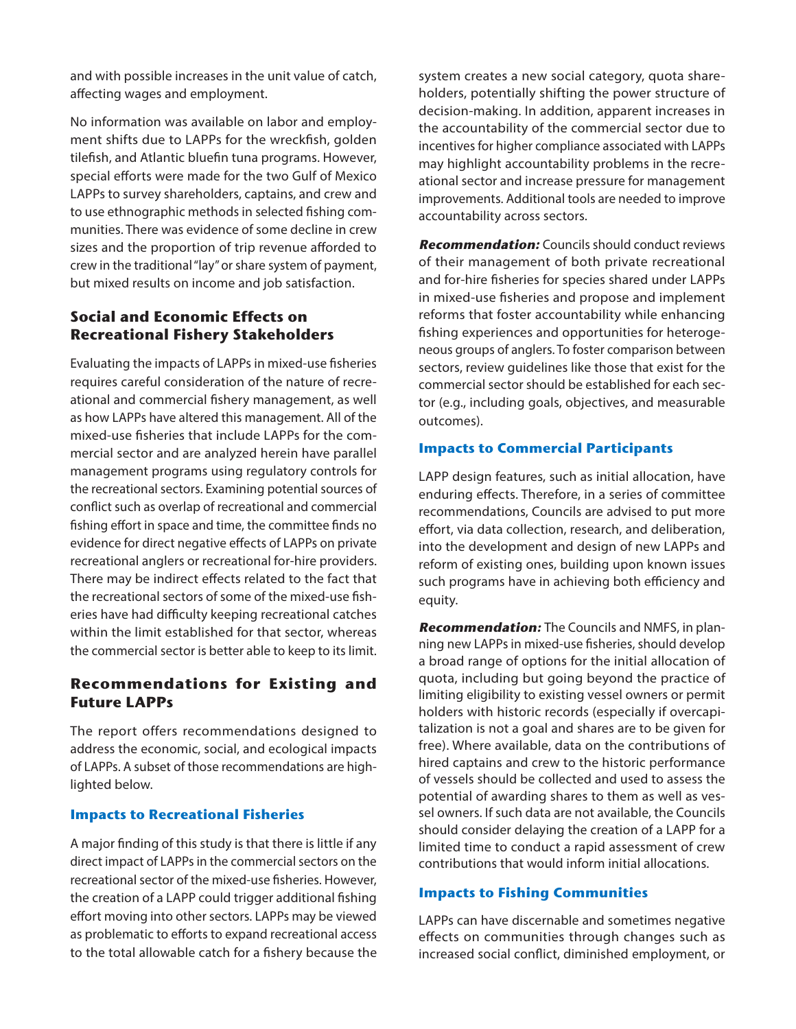and with possible increases in the unit value of catch, affecting wages and employment.

No information was available on labor and employment shifts due to LAPPs for the wreckfish, golden tilefish, and Atlantic bluefin tuna programs. However, special efforts were made for the two Gulf of Mexico LAPPs to survey shareholders, captains, and crew and to use ethnographic methods in selected fishing communities. There was evidence of some decline in crew sizes and the proportion of trip revenue afforded to crew in the traditional "lay" or share system of payment, but mixed results on income and job satisfaction.

## Social and Economic Effects on Recreational Fishery Stakeholders

Evaluating the impacts of LAPPs in mixed-use fisheries requires careful consideration of the nature of recreational and commercial fishery management, as well as how LAPPs have altered this management. All of the mixed-use fisheries that include LAPPs for the commercial sector and are analyzed herein have parallel management programs using regulatory controls for the recreational sectors. Examining potential sources of conflict such as overlap of recreational and commercial fishing effort in space and time, the committee finds no evidence for direct negative effects of LAPPs on private recreational anglers or recreational for-hire providers. There may be indirect effects related to the fact that the recreational sectors of some of the mixed-use fisheries have had difficulty keeping recreational catches within the limit established for that sector, whereas the commercial sector is better able to keep to its limit.

## Recommendations for Existing and Future LAPPs

The report offers recommendations designed to address the economic, social, and ecological impacts of LAPPs. A subset of those recommendations are highlighted below.

### Impacts to Recreational Fisheries

A major finding of this study is that there is little if any direct impact of LAPPs in the commercial sectors on the recreational sector of the mixed-use fisheries. However, the creation of a LAPP could trigger additional fishing effort moving into other sectors. LAPPs may be viewed as problematic to efforts to expand recreational access to the total allowable catch for a fishery because the system creates a new social category, quota shareholders, potentially shifting the power structure of decision-making. In addition, apparent increases in the accountability of the commercial sector due to incentives for higher compliance associated with LAPPs may highlight accountability problems in the recreational sector and increase pressure for management improvements. Additional tools are needed to improve accountability across sectors.

***Recommendation:*** Councils should conduct reviews of their management of both private recreational and for-hire fisheries for species shared under LAPPs in mixed-use fisheries and propose and implement reforms that foster accountability while enhancing fishing experiences and opportunities for heterogeneous groups of anglers. To foster comparison between sectors, review guidelines like those that exist for the commercial sector should be established for each sector (e.g., including goals, objectives, and measurable outcomes).

### Impacts to Commercial Participants

LAPP design features, such as initial allocation, have enduring effects. Therefore, in a series of committee recommendations, Councils are advised to put more effort, via data collection, research, and deliberation, into the development and design of new LAPPs and reform of existing ones, building upon known issues such programs have in achieving both efficiency and equity.

***Recommendation:*** The Councils and NMFS, in planning new LAPPs in mixed-use fisheries, should develop a broad range of options for the initial allocation of quota, including but going beyond the practice of limiting eligibility to existing vessel owners or permit holders with historic records (especially if overcapitalization is not a goal and shares are to be given for free). Where available, data on the contributions of hired captains and crew to the historic performance of vessels should be collected and used to assess the potential of awarding shares to them as well as vessel owners. If such data are not available, the Councils should consider delaying the creation of a LAPP for a limited time to conduct a rapid assessment of crew contributions that would inform initial allocations.

### Impacts to Fishing Communities

LAPPs can have discernable and sometimes negative effects on communities through changes such as increased social conflict, diminished employment, or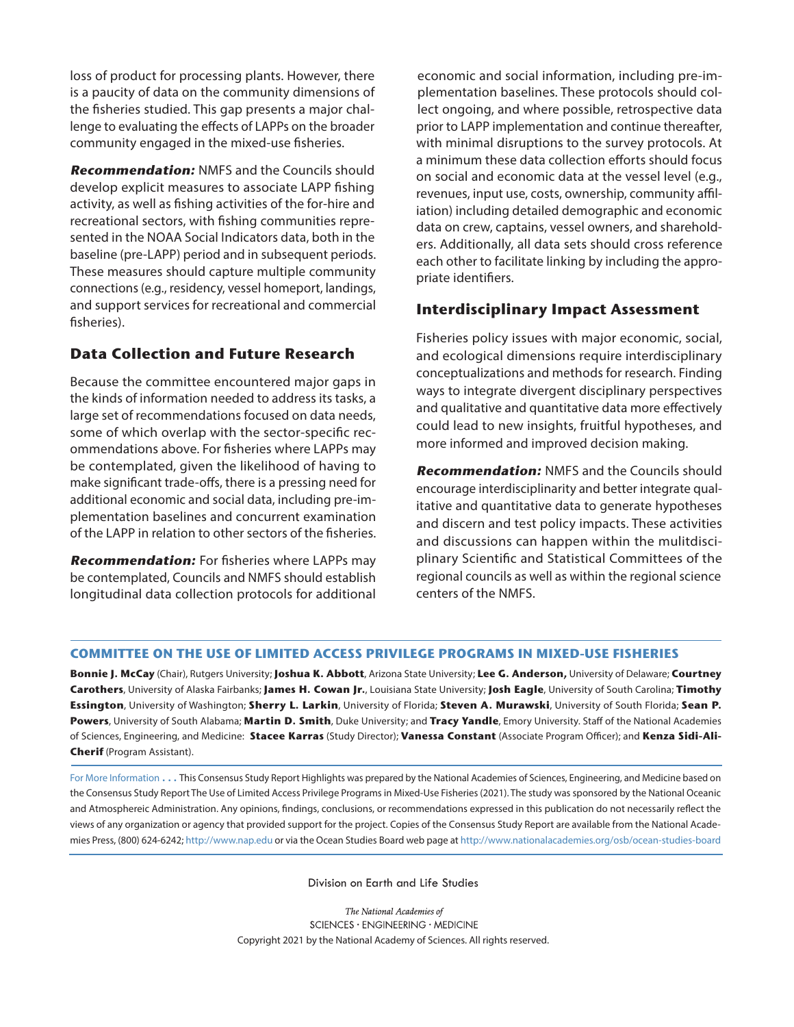loss of product for processing plants. However, there is a paucity of data on the community dimensions of the fisheries studied. This gap presents a major challenge to evaluating the effects of LAPPs on the broader community engaged in the mixed-use fisheries.

***Recommendation:*** NMFS and the Councils should develop explicit measures to associate LAPP fishing activity, as well as fishing activities of the for-hire and recreational sectors, with fishing communities represented in the NOAA Social Indicators data, both in the baseline (pre-LAPP) period and in subsequent periods. These measures should capture multiple community connections (e.g., residency, vessel homeport, landings, and support services for recreational and commercial fisheries).

## Data Collection and Future Research

Because the committee encountered major gaps in the kinds of information needed to address its tasks, a large set of recommendations focused on data needs, some of which overlap with the sector-specific recommendations above. For fisheries where LAPPs may be contemplated, given the likelihood of having to make significant trade-offs, there is a pressing need for additional economic and social data, including pre-implementation baselines and concurrent examination of the LAPP in relation to other sectors of the fisheries.

***Recommendation:*** For fisheries where LAPPs may be contemplated, Councils and NMFS should establish longitudinal data collection protocols for additional economic and social information, including pre-implementation baselines. These protocols should collect ongoing, and where possible, retrospective data prior to LAPP implementation and continue thereafter, with minimal disruptions to the survey protocols. At a minimum these data collection efforts should focus on social and economic data at the vessel level (e.g., revenues, input use, costs, ownership, community affiliation) including detailed demographic and economic data on crew, captains, vessel owners, and shareholders. Additionally, all data sets should cross reference each other to facilitate linking by including the appropriate identifiers.

## Interdisciplinary Impact Assessment

Fisheries policy issues with major economic, social, and ecological dimensions require interdisciplinary conceptualizations and methods for research. Finding ways to integrate divergent disciplinary perspectives and qualitative and quantitative data more effectively could lead to new insights, fruitful hypotheses, and more informed and improved decision making.

***Recommendation:*** NMFS and the Councils should encourage interdisciplinarity and better integrate qualitative and quantitative data to generate hypotheses and discern and test policy impacts. These activities and discussions can happen within the mulitdisciplinary Scientific and Statistical Committees of the regional councils as well as within the regional science centers of the NMFS.

### COMMITTEE ON THE USE OF LIMITED ACCESS PRIVILEGE PROGRAMS IN MIXED-USE FISHERIES

**Bonnie J. McCay** (Chair), Rutgers University; **Joshua K. Abbott**, Arizona State University; **Lee G. Anderson,** University of Delaware; **Courtney Carothers**, University of Alaska Fairbanks; **James H. Cowan Jr.**, Louisiana State University; **Josh Eagle**, University of South Carolina; **Timothy Essington**, University of Washington; **Sherry L. Larkin**, University of Florida; **Steven A. Murawski**, University of South Florida; **Sean P. Powers**, University of South Alabama; **Martin D. Smith**, Duke University; and **Tracy Yandle**, Emory University. Staff of the National Academies of Sciences, Engineering, and Medicine: **Stacee Karras** (Study Director); **Vanessa Constant** (Associate Program Officer); and **Kenza Sidi-Ali-Cherif** (Program Assistant).

For More Information . . . This Consensus Study Report Highlights was prepared by the National Academies of Sciences, Engineering, and Medicine based on the Consensus Study Report The Use of Limited Access Privilege Programs in Mixed-Use Fisheries (2021). The study was sponsored by the National Oceanic and Atmosphereic Administration. Any opinions, findings, conclusions, or recommendations expressed in this publication do not necessarily reflect the views of any organization or agency that provided support for the project. Copies of the Consensus Study Report are available from the National Academies Press, (800) 624-6242; http://www.nap.edu or via the Ocean Studies Board web page at http://www.nationalacademies.org/osb/ocean-studies-board

Division on Earth and Life Studies

*The National Academies of*
SCIENCES · ENGINEERING · MEDICINE
Copyright 2021 by the National Academy of Sciences. All rights reserved.